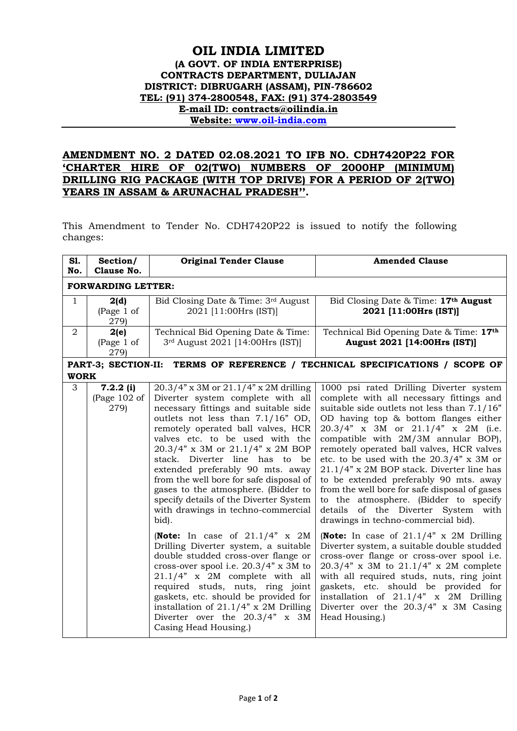# OIL INDIA LIMITED

**(A GOVT. OF INDIA ENTERPRISE)**
**CONTRACTS DEPARTMENT, DULIAJAN**
**DISTRICT: DIBRUGARH (ASSAM), PIN-786602**
**TEL: (91) 374-2800548, FAX: (91) 374-2803549**
**E-mail ID: contracts@oilindia.in**
**Website: www.oil-india.com**

## AMENDMENT NO. 2 DATED 02.08.2021 TO IFB NO. CDH7420P22 FOR 'CHARTER HIRE OF 02(TWO) NUMBERS OF 2000HP (MINIMUM) DRILLING RIG PACKAGE (WITH TOP DRIVE) FOR A PERIOD OF 2(TWO) YEARS IN ASSAM & ARUNACHAL PRADESH''.

This Amendment to Tender No. CDH7420P22 is issued to notify the following changes:

| Sl. No. | Section/ Clause No. | Original Tender Clause | Amended Clause |
|---|---|---|---|
| **FORWARDING LETTER:** | | | |
| 1 | **2(d)** (Page 1 of 279) | Bid Closing Date & Time: 3rd August 2021 [11:00Hrs (IST)] | Bid Closing Date & Time: **17th August 2021 [11:00Hrs (IST)]** |
| 2 | **2(e)** (Page 1 of 279) | Technical Bid Opening Date & Time: 3rd August 2021 [14:00Hrs (IST)] | Technical Bid Opening Date & Time: **17th August 2021 [14:00Hrs (IST)]** |
| **PART-3; SECTION-II: TERMS OF REFERENCE / TECHNICAL SPECIFICATIONS / SCOPE OF WORK** | | | |
| 3 | **7.2.2 (i)** (Page 102 of 279) | 20.3/4" x 3M or 21.1/4" x 2M drilling Diverter system complete with all necessary fittings and suitable side outlets not less than 7.1/16" OD, remotely operated ball valves, HCR valves etc. to be used with the 20.3/4" x 3M or 21.1/4" x 2M BOP stack. Diverter line has to be extended preferably 90 mts. away from the well bore for safe disposal of gases to the atmosphere. (Bidder to specify details of the Diverter System with drawings in techno-commercial bid).<br><br>(**Note:** In case of 21.1/4" x 2M Drilling Diverter system, a suitable double studded cross-over flange or cross-over spool i.e. 20.3/4" x 3M to 21.1/4" x 2M complete with all required studs, nuts, ring joint gaskets, etc. should be provided for installation of 21.1/4" x 2M Drilling Diverter over the 20.3/4" x 3M Casing Head Housing.) | 1000 psi rated Drilling Diverter system complete with all necessary fittings and suitable side outlets not less than 7.1/16" OD having top & bottom flanges either 20.3/4" x 3M or 21.1/4" x 2M (i.e. compatible with 2M/3M annular BOP), remotely operated ball valves, HCR valves etc. to be used with the 20.3/4" x 3M or 21.1/4" x 2M BOP stack. Diverter line has to be extended preferably 90 mts. away from the well bore for safe disposal of gases to the atmosphere. (Bidder to specify details of the Diverter System with drawings in techno-commercial bid).<br><br>(**Note:** In case of 21.1/4" x 2M Drilling Diverter system, a suitable double studded cross-over flange or cross-over spool i.e. 20.3/4" x 3M to 21.1/4" x 2M complete with all required studs, nuts, ring joint gaskets, etc. should be provided for installation of 21.1/4" x 2M Drilling Diverter over the 20.3/4" x 3M Casing Head Housing.) |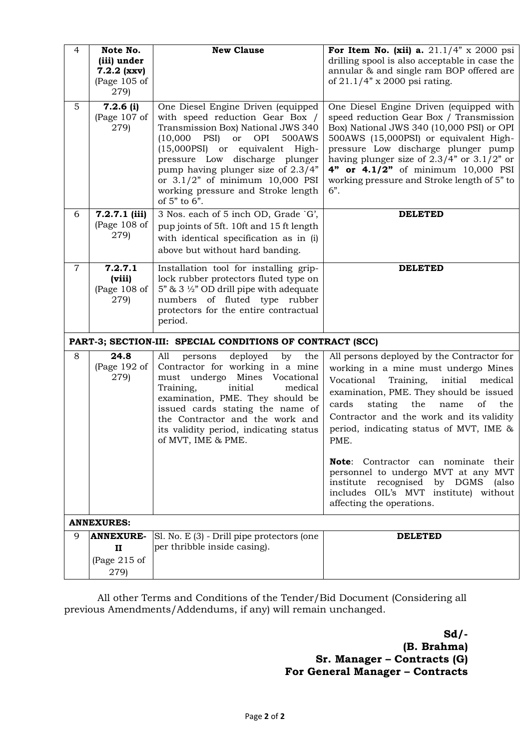| | | | |
|---|---|---|---|
| 4 | **Note No. (iii) under 7.2.2 (xxv)** (Page 105 of 279) | **New Clause** | **For Item No. (xii) a.** 21.1/4" x 2000 psi drilling spool is also acceptable in case the annular & and single ram BOP offered are of 21.1/4" x 2000 psi rating. |
| 5 | **7.2.6 (i)** (Page 107 of 279) | One Diesel Engine Driven (equipped with speed reduction Gear Box / Transmission Box) National JWS 340 (10,000 PSI) or OPI 500AWS (15,000PSI) or equivalent High-pressure Low discharge plunger pump having plunger size of 2.3/4" or 3.1/2" of minimum 10,000 PSI working pressure and Stroke length of 5" to 6". | One Diesel Engine Driven (equipped with speed reduction Gear Box / Transmission Box) National JWS 340 (10,000 PSI) or OPI 500AWS (15,000PSI) or equivalent High-pressure Low discharge plunger pump having plunger size of 2.3/4" or 3.1/2" or **4" or 4.1/2"** of minimum 10,000 PSI working pressure and Stroke length of 5" to 6". |
| 6 | **7.2.7.1 (iii)** (Page 108 of 279) | 3 Nos. each of 5 inch OD, Grade `G', pup joints of 5ft. 10ft and 15 ft length with identical specification as in (i) above but without hard banding. | **DELETED** |
| 7 | **7.2.7.1 (viii)** (Page 108 of 279) | Installation tool for installing grip-lock rubber protectors fluted type on 5" & 3 ½" OD drill pipe with adequate numbers of fluted type rubber protectors for the entire contractual period. | **DELETED** |
| **PART-3; SECTION-III: SPECIAL CONDITIONS OF CONTRACT (SCC)** | | | |
| 8 | **24.8** (Page 192 of 279) | All persons deployed by the Contractor for working in a mine must undergo Mines Vocational Training, initial medical examination, PME. They should be issued cards stating the name of the Contractor and the work and its validity period, indicating status of MVT, IME & PME. | All persons deployed by the Contractor for working in a mine must undergo Mines Vocational Training, initial medical examination, PME. They should be issued cards stating the name of the Contractor and the work and its validity period, indicating status of MVT, IME & PME.<br><br>**Note**: Contractor can nominate their personnel to undergo MVT at any MVT institute recognised by DGMS (also includes OIL's MVT institute) without affecting the operations. |
| **ANNEXURES:** | | | |
| 9 | **ANNEXURE-II** (Page 215 of 279) | Sl. No. E (3) - Drill pipe protectors (one per thribble inside casing). | **DELETED** |

All other Terms and Conditions of the Tender/Bid Document (Considering all previous Amendments/Addendums, if any) will remain unchanged.

**Sd/-**
**(B. Brahma)**
**Sr. Manager – Contracts (G)**
**For General Manager – Contracts**